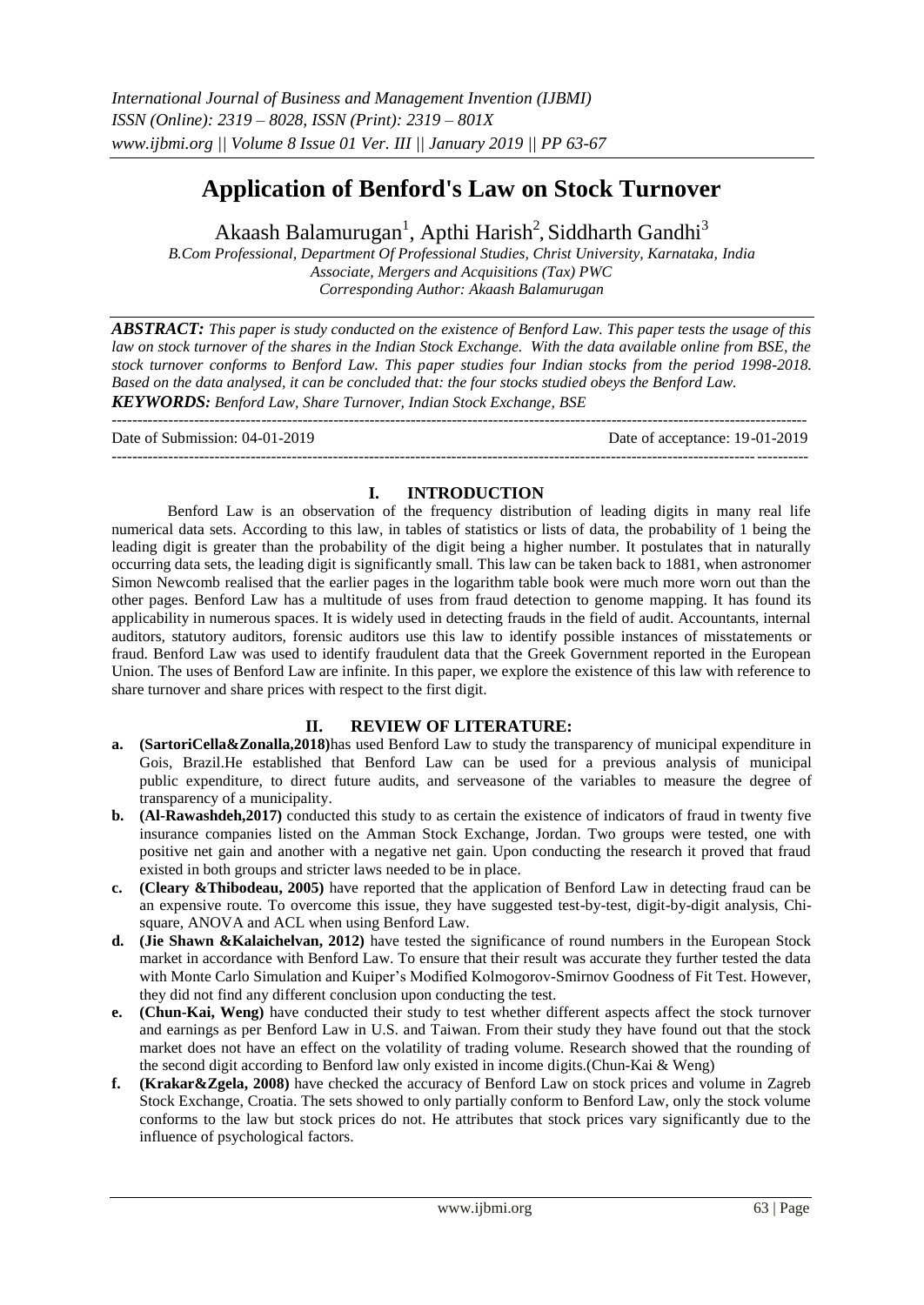# Application of Benford's Law on Stock Turnover

Akaash Balamurugan[1], Apthi Harish[2], Siddharth Gandhi[3]

*B.Com Professional, Department Of Professional Studies, Christ University, Karnataka, India*
*Associate, Mergers and Acquisitions (Tax) PWC*
*Corresponding Author: Akaash Balamurugan*

***ABSTRACT:*** *This paper is study conducted on the existence of Benford Law. This paper tests the usage of this law on stock turnover of the shares in the Indian Stock Exchange. With the data available online from BSE, the stock turnover conforms to Benford Law. This paper studies four Indian stocks from the period 1998-2018. Based on the data analysed, it can be concluded that: the four stocks studied obeys the Benford Law.*

***KEYWORDS:*** *Benford Law, Share Turnover, Indian Stock Exchange, BSE*

Date of Submission: 04-01-2019 | Date of acceptance: 19-01-2019

## I. INTRODUCTION

Benford Law is an observation of the frequency distribution of leading digits in many real life numerical data sets. According to this law, in tables of statistics or lists of data, the probability of 1 being the leading digit is greater than the probability of the digit being a higher number. It postulates that in naturally occurring data sets, the leading digit is significantly small. This law can be taken back to 1881, when astronomer Simon Newcomb realised that the earlier pages in the logarithm table book were much more worn out than the other pages. Benford Law has a multitude of uses from fraud detection to genome mapping. It has found its applicability in numerous spaces. It is widely used in detecting frauds in the field of audit. Accountants, internal auditors, statutory auditors, forensic auditors use this law to identify possible instances of misstatements or fraud. Benford Law was used to identify fraudulent data that the Greek Government reported in the European Union. The uses of Benford Law are infinite. In this paper, we explore the existence of this law with reference to share turnover and share prices with respect to the first digit.

## II. REVIEW OF LITERATURE:

**a. (SartoriCella&Zonalla,2018)**has used Benford Law to study the transparency of municipal expenditure in Gois, Brazil.He established that Benford Law can be used for a previous analysis of municipal public expenditure, to direct future audits, and serveasone of the variables to measure the degree of transparency of a municipality.

**b. (Al-Rawashdeh,2017)** conducted this study to as certain the existence of indicators of fraud in twenty five insurance companies listed on the Amman Stock Exchange, Jordan. Two groups were tested, one with positive net gain and another with a negative net gain. Upon conducting the research it proved that fraud existed in both groups and stricter laws needed to be in place.

**c. (Cleary &Thibodeau, 2005)** have reported that the application of Benford Law in detecting fraud can be an expensive route. To overcome this issue, they have suggested test-by-test, digit-by-digit analysis, Chi-square, ANOVA and ACL when using Benford Law.

**d. (Jie Shawn &Kalaichelvan, 2012)** have tested the significance of round numbers in the European Stock market in accordance with Benford Law. To ensure that their result was accurate they further tested the data with Monte Carlo Simulation and Kuiper's Modified Kolmogorov-Smirnov Goodness of Fit Test. However, they did not find any different conclusion upon conducting the test.

**e. (Chun-Kai, Weng)** have conducted their study to test whether different aspects affect the stock turnover and earnings as per Benford Law in U.S. and Taiwan. From their study they have found out that the stock market does not have an effect on the volatility of trading volume. Research showed that the rounding of the second digit according to Benford law only existed in income digits.(Chun-Kai & Weng)

**f. (Krakar&Zgela, 2008)** have checked the accuracy of Benford Law on stock prices and volume in Zagreb Stock Exchange, Croatia. The sets showed to only partially conform to Benford Law, only the stock volume conforms to the law but stock prices do not. He attributes that stock prices vary significantly due to the influence of psychological factors.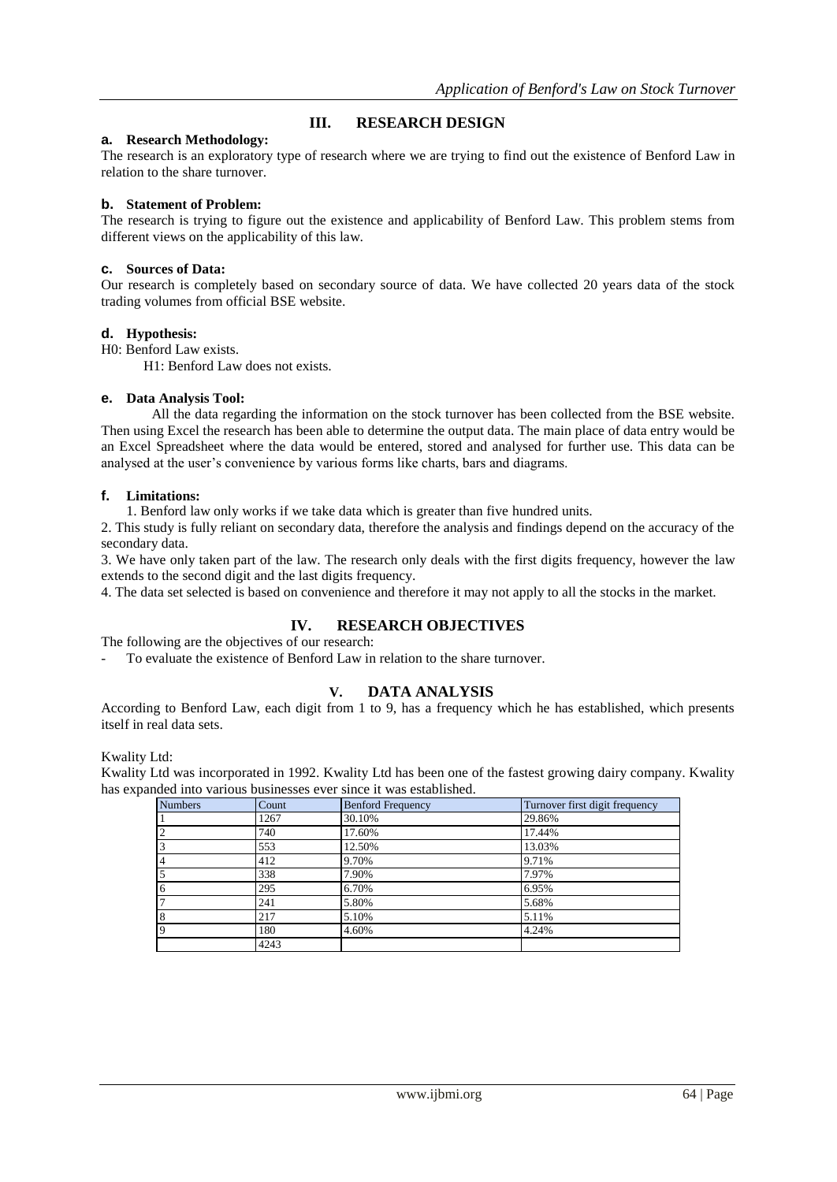## III. RESEARCH DESIGN

### a. Research Methodology:

The research is an exploratory type of research where we are trying to find out the existence of Benford Law in relation to the share turnover.

### b. Statement of Problem:

The research is trying to figure out the existence and applicability of Benford Law. This problem stems from different views on the applicability of this law.

### c. Sources of Data:

Our research is completely based on secondary source of data. We have collected 20 years data of the stock trading volumes from official BSE website.

### d. Hypothesis:

H0: Benford Law exists.

H1: Benford Law does not exists.

### e. Data Analysis Tool:

All the data regarding the information on the stock turnover has been collected from the BSE website. Then using Excel the research has been able to determine the output data. The main place of data entry would be an Excel Spreadsheet where the data would be entered, stored and analysed for further use. This data can be analysed at the user's convenience by various forms like charts, bars and diagrams.

### f. Limitations:

1. Benford law only works if we take data which is greater than five hundred units.
2. This study is fully reliant on secondary data, therefore the analysis and findings depend on the accuracy of the secondary data.
3. We have only taken part of the law. The research only deals with the first digits frequency, however the law extends to the second digit and the last digits frequency.
4. The data set selected is based on convenience and therefore it may not apply to all the stocks in the market.

## IV. RESEARCH OBJECTIVES

The following are the objectives of our research:

- To evaluate the existence of Benford Law in relation to the share turnover.

## V. DATA ANALYSIS

According to Benford Law, each digit from 1 to 9, has a frequency which he has established, which presents itself in real data sets.

Kwality Ltd:

Kwality Ltd was incorporated in 1992. Kwality Ltd has been one of the fastest growing dairy company. Kwality has expanded into various businesses ever since it was established.

| Numbers | Count | Benford Frequency | Turnover first digit frequency |
|---|---|---|---|
| 1 | 1267 | 30.10% | 29.86% |
| 2 | 740 | 17.60% | 17.44% |
| 3 | 553 | 12.50% | 13.03% |
| 4 | 412 | 9.70% | 9.71% |
| 5 | 338 | 7.90% | 7.97% |
| 6 | 295 | 6.70% | 6.95% |
| 7 | 241 | 5.80% | 5.68% |
| 8 | 217 | 5.10% | 5.11% |
| 9 | 180 | 4.60% | 4.24% |
| | 4243 | | |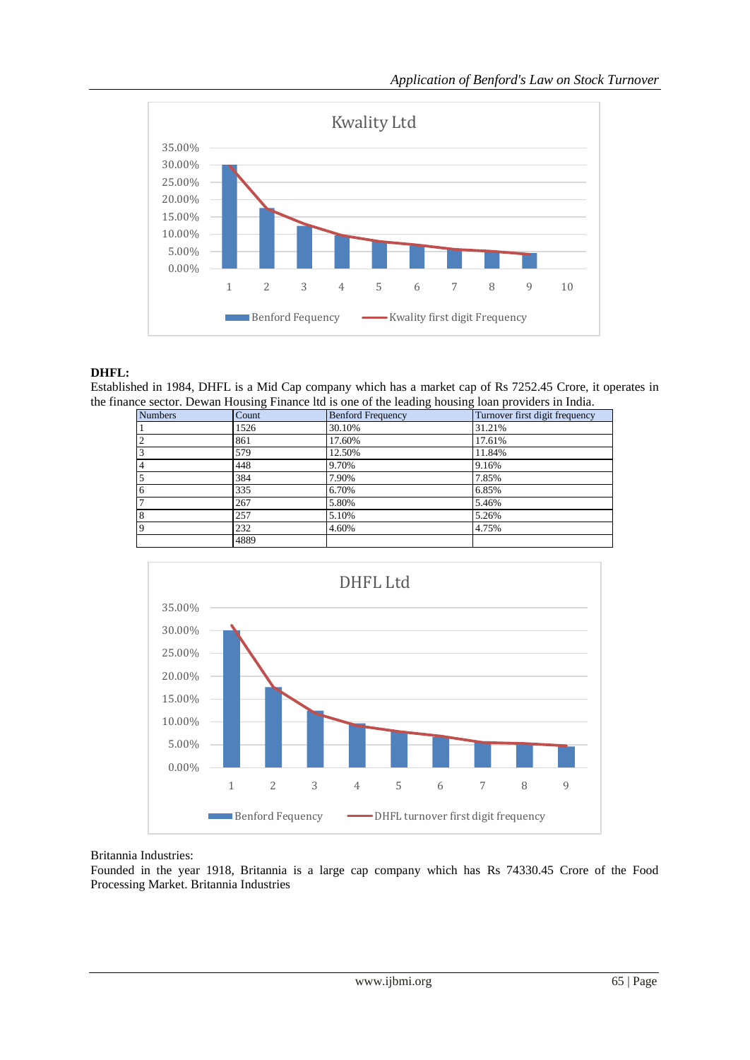Kwality Ltd

| | Benford Fequency | Kwality first digit Frequency |
|---|---|---|
| 1 | | |
| 2 | | |
| 3 | | |
| 4 | | |
| 5 | | |
| 6 | | |
| 7 | | |
| 8 | | |
| 9 | | |
| 10 | | |

**DHFL:**

Established in 1984, DHFL is a Mid Cap company which has a market cap of Rs 7252.45 Crore, it operates in the finance sector. Dewan Housing Finance ltd is one of the leading housing loan providers in India.

| Numbers | Count | Benford Frequency | Turnover first digit frequency |
|---|---|---|---|
| 1 | 1526 | 30.10% | 31.21% |
| 2 | 861 | 17.60% | 17.61% |
| 3 | 579 | 12.50% | 11.84% |
| 4 | 448 | 9.70% | 9.16% |
| 5 | 384 | 7.90% | 7.85% |
| 6 | 335 | 6.70% | 6.85% |
| 7 | 267 | 5.80% | 5.46% |
| 8 | 257 | 5.10% | 5.26% |
| 9 | 232 | 4.60% | 4.75% |
| | 4889 | | |

DHFL Ltd

Benford Fequency — DHFL turnover first digit frequency

Britannia Industries:

Founded in the year 1918, Britannia is a large cap company which has Rs 74330.45 Crore of the Food Processing Market. Britannia Industries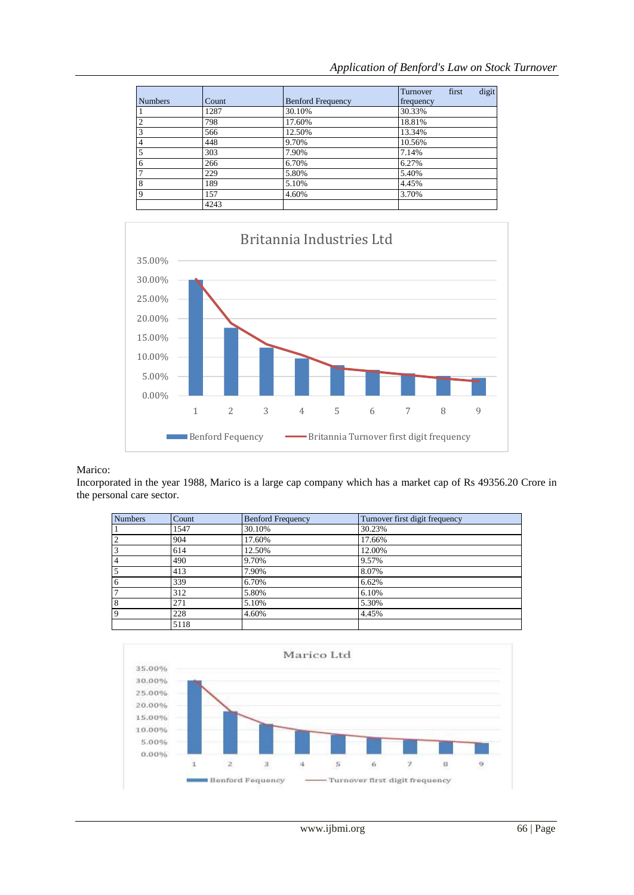| Numbers | Count | Benford Frequency | Turnover first digit frequency |
|---|---|---|---|
| 1 | 1287 | 30.10% | 30.33% |
| 2 | 798 | 17.60% | 18.81% |
| 3 | 566 | 12.50% | 13.34% |
| 4 | 448 | 9.70% | 10.56% |
| 5 | 303 | 7.90% | 7.14% |
| 6 | 266 | 6.70% | 6.27% |
| 7 | 229 | 5.80% | 5.40% |
| 8 | 189 | 5.10% | 4.45% |
| 9 | 157 | 4.60% | 3.70% |
|  | 4243 |  |  |

Marico:

Incorporated in the year 1988, Marico is a large cap company which has a market cap of Rs 49356.20 Crore in the personal care sector.

| Numbers | Count | Benford Frequency | Turnover first digit frequency |
|---|---|---|---|
| 1 | 1547 | 30.10% | 30.23% |
| 2 | 904 | 17.60% | 17.66% |
| 3 | 614 | 12.50% | 12.00% |
| 4 | 490 | 9.70% | 9.57% |
| 5 | 413 | 7.90% | 8.07% |
| 6 | 339 | 6.70% | 6.62% |
| 7 | 312 | 5.80% | 6.10% |
| 8 | 271 | 5.10% | 5.30% |
| 9 | 228 | 4.60% | 4.45% |
|  | 5118 |  |  |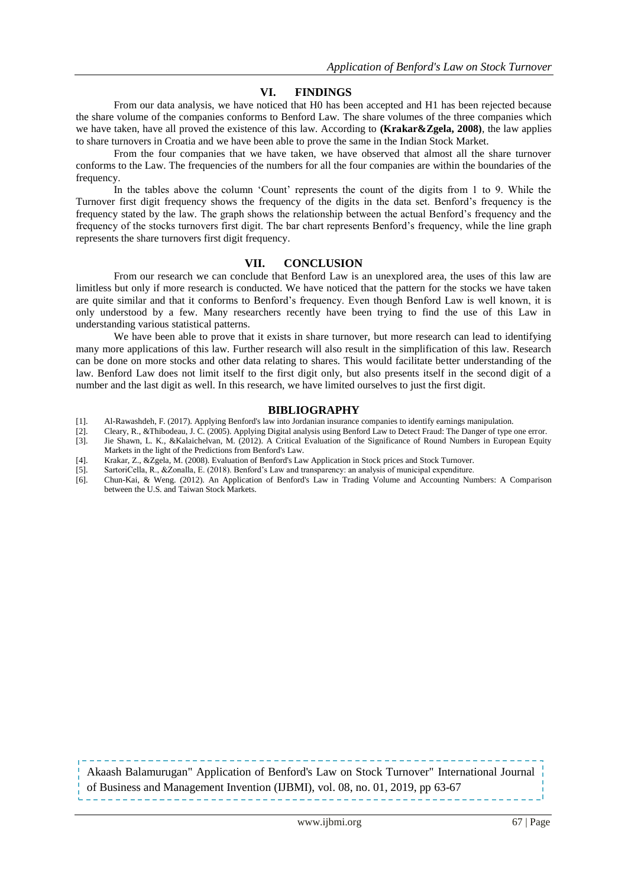## VI. FINDINGS

From our data analysis, we have noticed that H0 has been accepted and H1 has been rejected because the share volume of the companies conforms to Benford Law. The share volumes of the three companies which we have taken, have all proved the existence of this law. According to **(Krakar&Zgela, 2008)**, the law applies to share turnovers in Croatia and we have been able to prove the same in the Indian Stock Market.

From the four companies that we have taken, we have observed that almost all the share turnover conforms to the Law. The frequencies of the numbers for all the four companies are within the boundaries of the frequency.

In the tables above the column 'Count' represents the count of the digits from 1 to 9. While the Turnover first digit frequency shows the frequency of the digits in the data set. Benford's frequency is the frequency stated by the law. The graph shows the relationship between the actual Benford's frequency and the frequency of the stocks turnovers first digit. The bar chart represents Benford's frequency, while the line graph represents the share turnovers first digit frequency.

## VII. CONCLUSION

From our research we can conclude that Benford Law is an unexplored area, the uses of this law are limitless but only if more research is conducted. We have noticed that the pattern for the stocks we have taken are quite similar and that it conforms to Benford's frequency. Even though Benford Law is well known, it is only understood by a few. Many researchers recently have been trying to find the use of this Law in understanding various statistical patterns.

We have been able to prove that it exists in share turnover, but more research can lead to identifying many more applications of this law. Further research will also result in the simplification of this law. Research can be done on more stocks and other data relating to shares. This would facilitate better understanding of the law. Benford Law does not limit itself to the first digit only, but also presents itself in the second digit of a number and the last digit as well. In this research, we have limited ourselves to just the first digit.

## BIBLIOGRAPHY

[1]. Al-Rawashdeh, F. (2017). Applying Benford's law into Jordanian insurance companies to identify earnings manipulation.
[2]. Cleary, R., &Thibodeau, J. C. (2005). Applying Digital analysis using Benford Law to Detect Fraud: The Danger of type one error.
[3]. Jie Shawn, L. K., &Kalaichelvan, M. (2012). A Critical Evaluation of the Significance of Round Numbers in European Equity Markets in the light of the Predictions from Benford's Law.
[4]. Krakar, Z., &Zgela, M. (2008). Evaluation of Benford's Law Application in Stock prices and Stock Turnover.
[5]. SartoriCella, R., &Zonalla, E. (2018). Benford's Law and transparency: an analysis of municipal expenditure.
[6]. Chun-Kai, & Weng. (2012). An Application of Benford's Law in Trading Volume and Accounting Numbers: A Comparison between the U.S. and Taiwan Stock Markets.

Akaash Balamurugan" Application of Benford's Law on Stock Turnover" International Journal of Business and Management Invention (IJBMI), vol. 08, no. 01, 2019, pp 63-67